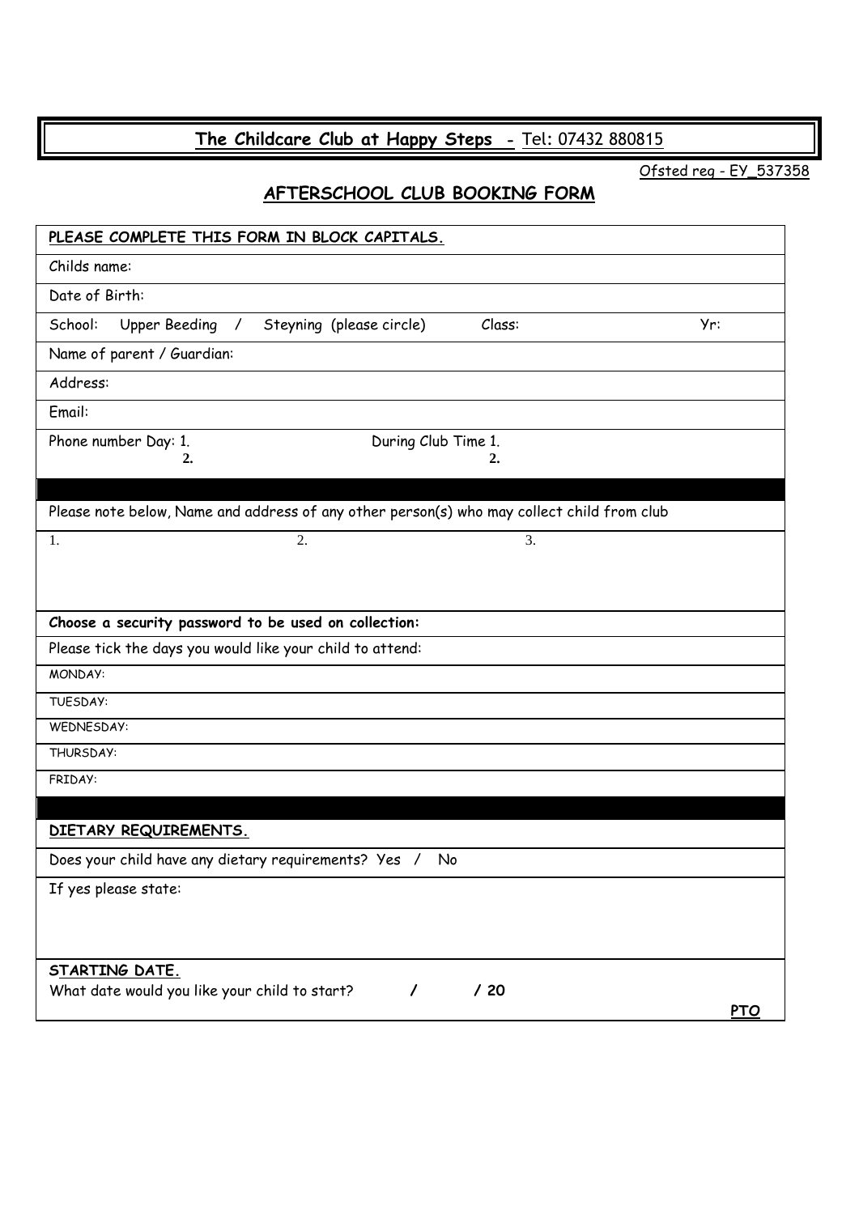# The Childcare Club at Happy Steps - Tel: 07432 880815

Ofsted reg - EY_537358

## AFTERSCHOOL CLUB BOOKING FORM

| **PLEASE COMPLETE THIS FORM IN BLOCK CAPITALS.** | | |
|---|---|---|
| Childs name: | | |
| Date of Birth: | | |
| School: Upper Beeding / Steyning (please circle) | Class: | Yr: |
| Name of parent / Guardian: | | |
| Address: | | |
| Email: | | |
| Phone number Day: 1.<br>2. | During Club Time 1.<br>2. | |
| | | |
| Please note below, Name and address of any other person(s) who may collect child from club | | |
| 1. | 2. | 3. |
| **Choose a security password to be used on collection:** | | |
| Please tick the days you would like your child to attend: | | |
| MONDAY: | | |
| TUESDAY: | | |
| WEDNESDAY: | | |
| THURSDAY: | | |
| FRIDAY: | | |
| | | |
| **DIETARY REQUIREMENTS.** | | |
| Does your child have any dietary requirements? Yes / No | | |
| If yes please state: | | |
| **STARTING DATE.**<br>What date would you like your child to start? / / 20 | | **PTO** |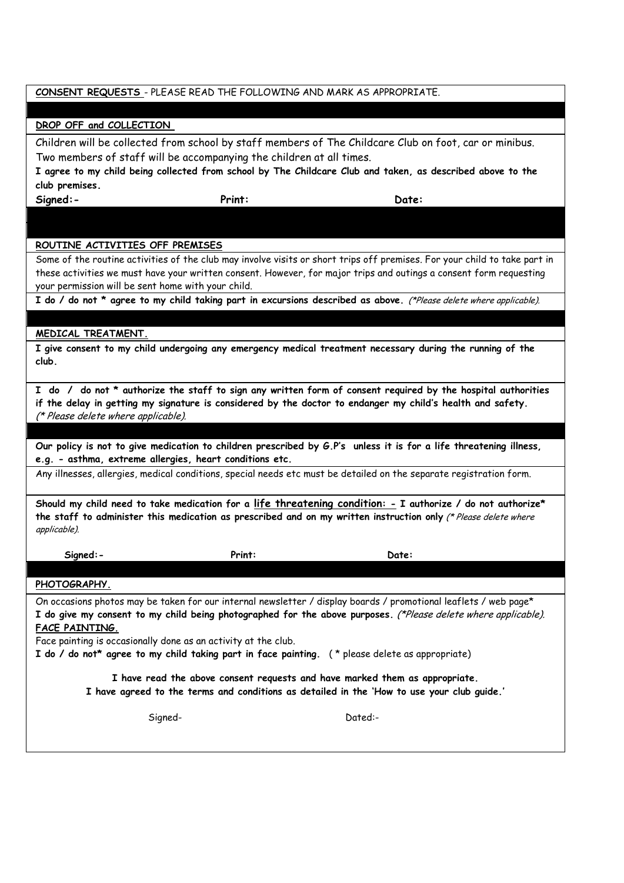**CONSENT REQUESTS** - PLEASE READ THE FOLLOWING AND MARK AS APPROPRIATE.

**DROP OFF and COLLECTION**

Children will be collected from school by staff members of The Childcare Club on foot, car or minibus. Two members of staff will be accompanying the children at all times.

**I agree to my child being collected from school by The Childcare Club and taken, as described above to the club premises.**

**Signed:-** **Print:** **Date:**

**ROUTINE ACTIVITIES OFF PREMISES**

Some of the routine activities of the club may involve visits or short trips off premises. For your child to take part in these activities we must have your written consent. However, for major trips and outings a consent form requesting your permission will be sent home with your child.

**I do / do not * agree to my child taking part in excursions described as above.** *(*Please delete where applicable).*

**MEDICAL TREATMENT.**

**I give consent to my child undergoing any emergency medical treatment necessary during the running of the club.**

**I do / do not * authorize the staff to sign any written form of consent required by the hospital authorities if the delay in getting my signature is considered by the doctor to endanger my child's health and safety.**
*(* Please delete where applicable).*

**Our policy is not to give medication to children prescribed by G.P's unless it is for a life threatening illness, e.g. - asthma, extreme allergies, heart conditions etc.**

Any illnesses, allergies, medical conditions, special needs etc must be detailed on the separate registration form.

**Should my child need to take medication for a life threatening condition: - I authorize / do not authorize* the staff to administer this medication as prescribed and on my written instruction only** *(* Please delete where applicable).*

**Signed:-** **Print:** **Date:**

**PHOTOGRAPHY.**

On occasions photos may be taken for our internal newsletter / display boards / promotional leaflets / web page*
**I do give my consent to my child being photographed for the above purposes.** *(*Please delete where applicable).*

**FACE PAINTING.**

Face painting is occasionally done as an activity at the club.

**I do / do not* agree to my child taking part in face painting.** ( * please delete as appropriate)

**I have read the above consent requests and have marked them as appropriate.**
**I have agreed to the terms and conditions as detailed in the 'How to use your club guide.'**

Signed- Dated:-